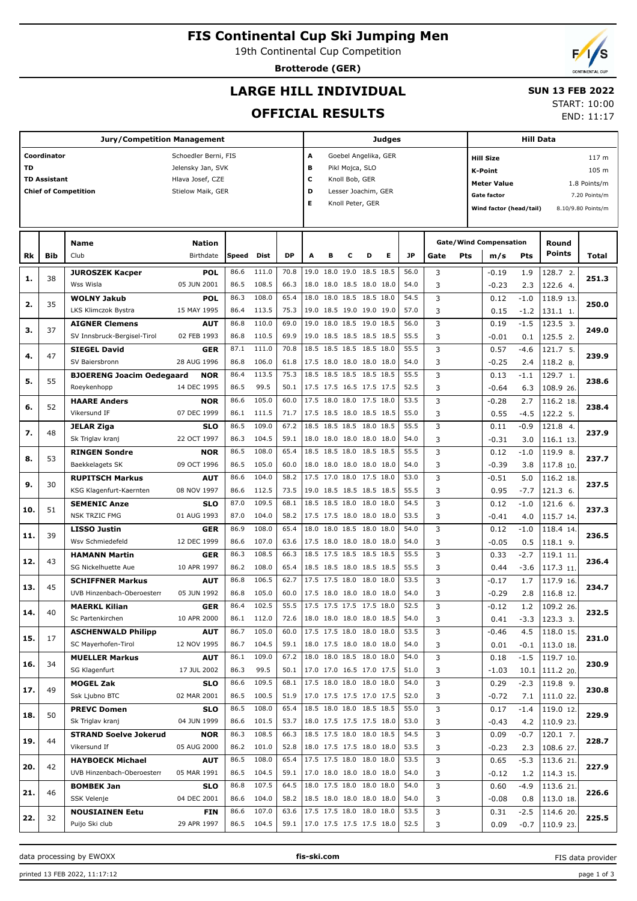# FIS Continental Cup Ski Jumping Men

19th Continental Cup Competition

**Brotterode (GER)**

## LARGE HILL INDIVIDUAL

## OFFICIAL RESULTS

**SUN 13 FEB 2022**

START: 10:00
END: 11:17

| Jury/Competition Management | | Judges | | Hill Data | |
|---|---|---|---|---|---|
| Coordinator | Schoedler Berni, FIS | A | Goebel Angelika, GER | Hill Size | 117 m |
| TD | Jelensky Jan, SVK | B | Pikl Mojca, SLO | K-Point | 105 m |
| TD Assistant | Hlava Josef, CZE | C | Knoll Bob, GER | Meter Value | 1.8 Points/m |
| Chief of Competition | Stielow Maik, GER | D | Lesser Joachim, GER | Gate factor | 7.20 Points/m |
| | | E | Knoll Peter, GER | Wind factor (head/tail) | 8.10/9.80 Points/m |

| Rk | Bib | Name / Club | Nation / Birthdate | Speed | Dist | DP | A | B | C | D | E | JP | Gate | Pts | m/s | Pts | Round Points | Total |
|---|---|---|---|---|---|---|---|---|---|---|---|---|---|---|---|---|---|---|
| 1. | 38 | **JUROSZEK Kacper** | **POL** | 86.6 | 111.0 | 70.8 | 19.0 | 18.0 | 19.0 | 18.5 | 18.5 | 56.0 | 3 | | -0.19 | 1.9 | 128.7 2. | 251.3 |
| | | Wss Wisla | 05 JUN 2001 | 86.5 | 108.5 | 66.3 | 18.0 | 18.0 | 18.5 | 18.0 | 18.0 | 54.0 | 3 | | -0.23 | 2.3 | 122.6 4. | |
| 2. | 35 | **WOLNY Jakub** | **POL** | 86.3 | 108.0 | 65.4 | 18.0 | 18.0 | 18.5 | 18.5 | 18.0 | 54.5 | 3 | | 0.12 | -1.0 | 118.9 13. | 250.0 |
| | | LKS Klimczok Bystra | 15 MAY 1995 | 86.4 | 113.5 | 75.3 | 19.0 | 18.5 | 19.0 | 19.0 | 19.0 | 57.0 | 3 | | 0.15 | -1.2 | 131.1 1. | |
| 3. | 37 | **AIGNER Clemens** | **AUT** | 86.8 | 110.0 | 69.0 | 19.0 | 18.0 | 18.5 | 19.0 | 18.5 | 56.0 | 3 | | 0.19 | -1.5 | 123.5 3. | 249.0 |
| | | SV Innsbruck-Bergisel-Tirol | 02 FEB 1993 | 86.8 | 110.5 | 69.9 | 19.0 | 18.5 | 18.5 | 18.5 | 18.5 | 55.5 | 3 | | -0.01 | 0.1 | 125.5 2. | |
| 4. | 47 | **SIEGEL David** | **GER** | 87.1 | 111.0 | 70.8 | 18.5 | 18.5 | 18.5 | 18.5 | 18.0 | 55.5 | 3 | | 0.57 | -4.6 | 121.7 5. | 239.9 |
| | | SV Baiersbronn | 28 AUG 1996 | 86.8 | 106.0 | 61.8 | 17.5 | 18.0 | 18.0 | 18.0 | 18.0 | 54.0 | 3 | | -0.25 | 2.4 | 118.2 8. | |
| 5. | 55 | **BJOERENG Joacim Oedegaard** | **NOR** | 86.4 | 113.5 | 75.3 | 18.5 | 18.5 | 18.5 | 18.5 | 18.5 | 55.5 | 3 | | 0.13 | -1.1 | 129.7 1. | 238.6 |
| | | Roeykenhopp | 14 DEC 1995 | 86.5 | 99.5 | 50.1 | 17.5 | 17.5 | 16.5 | 17.5 | 17.5 | 52.5 | 3 | | -0.64 | 6.3 | 108.9 26. | |
| 6. | 52 | **HAARE Anders** | **NOR** | 86.6 | 105.0 | 60.0 | 17.5 | 18.0 | 18.0 | 17.5 | 18.0 | 53.5 | 3 | | -0.28 | 2.7 | 116.2 18. | 238.4 |
| | | Vikersund IF | 07 DEC 1999 | 86.1 | 111.5 | 71.7 | 17.5 | 18.5 | 18.0 | 18.5 | 18.5 | 55.0 | 3 | | 0.55 | -4.5 | 122.2 5. | |
| 7. | 48 | **JELAR Ziga** | **SLO** | 86.5 | 109.0 | 67.2 | 18.5 | 18.5 | 18.5 | 18.0 | 18.5 | 55.5 | 3 | | 0.11 | -0.9 | 121.8 4. | 237.9 |
| | | Sk Triglav kranj | 22 OCT 1997 | 86.3 | 104.5 | 59.1 | 18.0 | 18.0 | 18.0 | 18.0 | 18.0 | 54.0 | 3 | | -0.31 | 3.0 | 116.1 13. | |
| 8. | 53 | **RINGEN Sondre** | **NOR** | 86.5 | 108.0 | 65.4 | 18.5 | 18.5 | 18.0 | 18.5 | 18.5 | 55.5 | 3 | | 0.12 | -1.0 | 119.9 8. | 237.7 |
| | | Baekkelagets SK | 09 OCT 1996 | 86.5 | 105.0 | 60.0 | 18.0 | 18.0 | 18.0 | 18.0 | 18.0 | 54.0 | 3 | | -0.39 | 3.8 | 117.8 10. | |
| 9. | 30 | **RUPITSCH Markus** | **AUT** | 86.6 | 104.0 | 58.2 | 17.5 | 17.0 | 18.0 | 17.5 | 18.0 | 53.0 | 3 | | -0.51 | 5.0 | 116.2 18. | 237.5 |
| | | KSG Klagenfurt-Kaernten | 08 NOV 1997 | 86.6 | 112.5 | 73.5 | 19.0 | 18.5 | 18.5 | 18.5 | 18.5 | 55.5 | 3 | | 0.95 | -7.7 | 121.3 6. | |
| 10. | 51 | **SEMENIC Anze** | **SLO** | 87.0 | 109.5 | 68.1 | 18.5 | 18.5 | 18.0 | 18.0 | 18.0 | 54.5 | 3 | | 0.12 | -1.0 | 121.6 6. | 237.3 |
| | | NSK TRZIC FMG | 01 AUG 1993 | 87.0 | 104.0 | 58.2 | 17.5 | 17.5 | 18.0 | 18.0 | 18.0 | 53.5 | 3 | | -0.41 | 4.0 | 115.7 14. | |
| 11. | 39 | **LISSO Justin** | **GER** | 86.9 | 108.0 | 65.4 | 18.0 | 18.0 | 18.5 | 18.0 | 18.0 | 54.0 | 3 | | 0.12 | -1.0 | 118.4 14. | 236.5 |
| | | Wsv Schmiedefeld | 12 DEC 1999 | 86.6 | 107.0 | 63.6 | 17.5 | 18.0 | 18.0 | 18.0 | 18.0 | 54.0 | 3 | | -0.05 | 0.5 | 118.1 9. | |
| 12. | 43 | **HAMANN Martin** | **GER** | 86.3 | 108.5 | 66.3 | 18.5 | 17.5 | 18.5 | 18.5 | 18.5 | 55.5 | 3 | | 0.33 | -2.7 | 119.1 11. | 236.4 |
| | | SG Nickelhuette Aue | 10 APR 1997 | 86.2 | 108.0 | 65.4 | 18.5 | 18.5 | 18.0 | 18.5 | 18.5 | 55.5 | 3 | | 0.44 | -3.6 | 117.3 11. | |
| 13. | 45 | **SCHIFFNER Markus** | **AUT** | 86.8 | 106.5 | 62.7 | 17.5 | 17.5 | 18.0 | 18.0 | 18.0 | 53.5 | 3 | | -0.17 | 1.7 | 117.9 16. | 234.7 |
| | | UVB Hinzenbach-Oberoesterr | 05 JUN 1992 | 86.8 | 105.0 | 60.0 | 17.5 | 18.0 | 18.0 | 18.0 | 18.0 | 54.0 | 3 | | -0.29 | 2.8 | 116.8 12. | |
| 14. | 40 | **MAERKL Kilian** | **GER** | 86.4 | 102.5 | 55.5 | 17.5 | 17.5 | 17.5 | 17.5 | 18.0 | 52.5 | 3 | | -0.12 | 1.2 | 109.2 26. | 232.5 |
| | | Sc Partenkirchen | 10 APR 2000 | 86.1 | 112.0 | 72.6 | 18.0 | 18.0 | 18.0 | 18.0 | 18.5 | 54.0 | 3 | | 0.41 | -3.3 | 123.3 3. | |
| 15. | 17 | **ASCHENWALD Philipp** | **AUT** | 86.7 | 105.0 | 60.0 | 17.5 | 17.5 | 18.0 | 18.0 | 18.0 | 53.5 | 3 | | -0.46 | 4.5 | 118.0 15. | 231.0 |
| | | SC Mayerhofen-Tirol | 12 NOV 1995 | 86.7 | 104.5 | 59.1 | 18.0 | 17.5 | 18.0 | 18.0 | 18.0 | 54.0 | 3 | | 0.01 | -0.1 | 113.0 18. | |
| 16. | 34 | **MUELLER Markus** | **AUT** | 86.1 | 109.0 | 67.2 | 18.0 | 18.0 | 18.5 | 18.0 | 18.0 | 54.0 | 3 | | 0.18 | -1.5 | 119.7 10. | 230.9 |
| | | SG Klagenfurt | 17 JUL 2002 | 86.3 | 99.5 | 50.1 | 17.0 | 17.0 | 16.5 | 17.0 | 17.5 | 51.0 | 3 | | -1.03 | 10.1 | 111.2 20. | |
| 17. | 49 | **MOGEL Zak** | **SLO** | 86.6 | 109.5 | 68.1 | 17.5 | 18.0 | 18.0 | 18.0 | 18.0 | 54.0 | 3 | | 0.29 | -2.3 | 119.8 9. | 230.8 |
| | | Ssk Ljubno BTC | 02 MAR 2001 | 86.5 | 100.5 | 51.9 | 17.0 | 17.5 | 17.5 | 17.0 | 17.5 | 52.0 | 3 | | -0.72 | 7.1 | 111.0 22. | |
| 18. | 50 | **PREVC Domen** | **SLO** | 86.5 | 108.0 | 65.4 | 18.5 | 18.0 | 18.0 | 18.5 | 18.5 | 55.0 | 3 | | 0.17 | -1.4 | 119.0 12. | 229.9 |
| | | Sk Triglav kranj | 04 JUN 1999 | 86.6 | 101.5 | 53.7 | 18.0 | 17.5 | 17.5 | 17.5 | 18.0 | 53.0 | 3 | | -0.43 | 4.2 | 110.9 23. | |
| 19. | 44 | **STRAND Soelve Jokerud** | **NOR** | 86.3 | 108.5 | 66.3 | 18.5 | 17.5 | 18.0 | 18.0 | 18.5 | 54.5 | 3 | | 0.09 | -0.7 | 120.1 7. | 228.7 |
| | | Vikersund If | 05 AUG 2000 | 86.2 | 101.0 | 52.8 | 18.0 | 17.5 | 17.5 | 18.0 | 18.0 | 53.5 | 3 | | -0.23 | 2.3 | 108.6 27. | |
| 20. | 42 | **HAYBOECK Michael** | **AUT** | 86.5 | 108.0 | 65.4 | 17.5 | 17.5 | 18.0 | 18.0 | 18.0 | 53.5 | 3 | | 0.65 | -5.3 | 113.6 21. | 227.9 |
| | | UVB Hinzenbach-Oberoesterr | 05 MAR 1991 | 86.5 | 104.5 | 59.1 | 17.0 | 18.0 | 18.0 | 18.0 | 18.0 | 54.0 | 3 | | -0.12 | 1.2 | 114.3 15. | |
| 21. | 46 | **BOMBEK Jan** | **SLO** | 86.8 | 107.5 | 64.5 | 18.0 | 17.5 | 18.0 | 18.0 | 18.0 | 54.0 | 3 | | 0.60 | -4.9 | 113.6 21. | 226.6 |
| | | SSK Velenje | 04 DEC 2001 | 86.6 | 104.0 | 58.2 | 18.5 | 18.0 | 18.0 | 18.0 | 18.0 | 54.0 | 3 | | -0.08 | 0.8 | 113.0 18. | |
| 22. | 32 | **NOUSIAINEN Eetu** | **FIN** | 86.6 | 107.0 | 63.6 | 17.5 | 17.5 | 18.0 | 18.0 | 18.0 | 53.5 | 3 | | 0.31 | -2.5 | 114.6 20. | 225.5 |
| | | Puijo Ski club | 29 APR 1997 | 86.5 | 104.5 | 59.1 | 17.0 | 17.5 | 17.5 | 17.5 | 18.0 | 52.5 | 3 | | 0.09 | -0.7 | 110.9 23. | |

data processing by EWOXX | fis-ski.com | FIS data provider

printed 13 FEB 2022, 11:17:12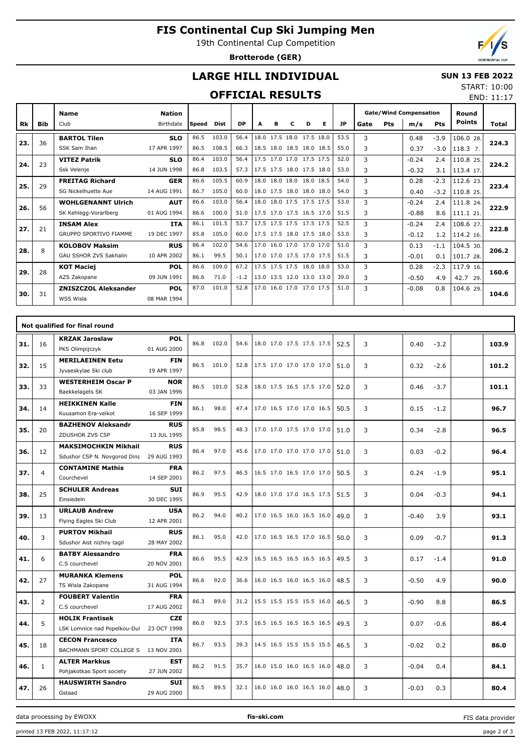# FIS Continental Cup Ski Jumping Men

19th Continental Cup Competition

**Brotterode (GER)**

## LARGE HILL INDIVIDUAL

**SUN 13 FEB 2022**

START: 10:00

END: 11:17

## OFFICIAL RESULTS

| Rk | Bib | Name / Club | Nation / Birthdate | Speed | Dist | DP | A | B | C | D | E | JP | Gate | Pts | m/s | Pts | Round Points | Total |
|---|---|---|---|---|---|---|---|---|---|---|---|---|---|---|---|---|---|---|
| 23. | 36 | **BARTOL Tilen** | **SLO** | 86.5 | 103.0 | 56.4 | 18.0 | 17.5 | 18.0 | 17.5 | 18.0 | 53.5 | 3 | | 0.48 | -3.9 | 106.0 28. | **224.3** |
| | | SSK Sam Ihan | 17 APR 1997 | 86.5 | 108.5 | 66.3 | 18.5 | 18.0 | 18.5 | 18.0 | 18.5 | 55.0 | 3 | | 0.37 | -3.0 | 118.3 7. | |
| 24. | 23 | **VITEZ Patrik** | **SLO** | 86.4 | 103.0 | 56.4 | 17.5 | 17.0 | 17.0 | 17.5 | 17.5 | 52.0 | 3 | | -0.24 | 2.4 | 110.8 25. | **224.2** |
| | | Ssk Velenje | 14 JUN 1998 | 86.8 | 103.5 | 57.3 | 17.5 | 17.5 | 18.0 | 17.5 | 18.0 | 53.0 | 3 | | -0.32 | 3.1 | 113.4 17. | |
| 25. | 29 | **FREITAG Richard** | **GER** | 86.6 | 105.5 | 60.9 | 18.0 | 18.0 | 18.0 | 18.0 | 18.5 | 54.0 | 3 | | 0.28 | -2.3 | 112.6 23. | **223.4** |
| | | SG Nickelhuette Aue | 14 AUG 1991 | 86.7 | 105.0 | 60.0 | 18.0 | 17.5 | 18.0 | 18.0 | 18.0 | 54.0 | 3 | | 0.40 | -3.2 | 110.8 25. | |
| 26. | 56 | **WOHLGENANNT Ulrich** | **AUT** | 86.6 | 103.0 | 56.4 | 18.0 | 18.0 | 17.5 | 17.5 | 17.5 | 53.0 | 3 | | -0.24 | 2.4 | 111.8 24. | **222.9** |
| | | SK Kehlegg-Vorarlberg | 01 AUG 1994 | 86.6 | 100.0 | 51.0 | 17.5 | 17.0 | 17.5 | 16.5 | 17.0 | 51.5 | 3 | | -0.88 | 8.6 | 111.1 21. | |
| 27. | 21 | **INSAM Alex** | **ITA** | 86.1 | 101.5 | 53.7 | 17.5 | 17.5 | 17.5 | 17.5 | 17.5 | 52.5 | 3 | | -0.24 | 2.4 | 108.6 27. | **222.8** |
| | | GRUPPO SPORTIVO FIAMME | 19 DEC 1997 | 85.8 | 105.0 | 60.0 | 17.5 | 17.5 | 18.0 | 17.5 | 18.0 | 53.0 | 3 | | -0.12 | 1.2 | 114.2 16. | |
| 28. | 8 | **KOLOBOV Maksim** | **RUS** | 86.4 | 102.0 | 54.6 | 17.0 | 16.0 | 17.0 | 17.0 | 17.0 | 51.0 | 3 | | 0.13 | -1.1 | 104.5 30. | **206.2** |
| | | GAU SSHOR ZVS Sakhalin | 10 APR 2002 | 86.1 | 99.5 | 50.1 | 17.0 | 17.0 | 17.5 | 17.0 | 17.5 | 51.5 | 3 | | -0.01 | 0.1 | 101.7 28. | |
| 29. | 28 | **KOT Maciej** | **POL** | 86.6 | 109.0 | 67.2 | 17.5 | 17.5 | 17.5 | 18.0 | 18.0 | 53.0 | 3 | | 0.28 | -2.3 | 117.9 16. | **160.6** |
| | | AZS Zakopane | 09 JUN 1991 | 86.6 | 71.0 | -1.2 | 13.0 | 13.5 | 12.0 | 13.0 | 13.0 | 39.0 | 3 | | -0.50 | 4.9 | 42.7 29. | |
| 30. | 31 | **ZNISZCZOL Aleksander** | **POL** | 87.0 | 101.0 | 52.8 | 17.0 | 16.0 | 17.0 | 17.0 | 17.5 | 51.0 | 3 | | -0.08 | 0.8 | 104.6 29. | **104.6** |
| | | WSS Wisla | 08 MAR 1994 | | | | | | | | | | | | | | | |

### Not qualified for final round

| Rk | Bib | Name / Club | Nation / Birthdate | Speed | Dist | DP | A | B | C | D | E | JP | Gate | Pts | m/s | Pts | Round Points | Total |
|---|---|---|---|---|---|---|---|---|---|---|---|---|---|---|---|---|---|---|
| 31. | 16 | **KRZAK Jaroslaw** / PKS Olimpijczyk | **POL** / 01 AUG 2000 | 86.8 | 102.0 | 54.6 | 18.0 | 17.0 | 17.5 | 17.5 | 17.5 | 52.5 | 3 | | 0.40 | -3.2 | | **103.9** |
| 32. | 15 | **MERILAEINEN Eetu** / Jyvaeskylae Ski club | **FIN** / 19 APR 1997 | 86.5 | 101.0 | 52.8 | 17.5 | 17.0 | 17.0 | 17.0 | 17.0 | 51.0 | 3 | | 0.32 | -2.6 | | **101.2** |
| 33. | 33 | **WESTERHEIM Oscar P** / Baekkelagets SK | **NOR** / 03 JAN 1996 | 86.5 | 101.0 | 52.8 | 18.0 | 17.5 | 16.5 | 17.5 | 17.0 | 52.0 | 3 | | 0.46 | -3.7 | | **101.1** |
| 34. | 14 | **HEIKKINEN Kalle** / Kuusamon Era-veikot | **FIN** / 16 SEP 1999 | 86.1 | 98.0 | 47.4 | 17.0 | 16.5 | 17.0 | 17.0 | 16.5 | 50.5 | 3 | | 0.15 | -1.2 | | **96.7** |
| 35. | 20 | **BAZHENOV Aleksandr** / ZDUSHOR ZVS CSP | **RUS** / 13 JUL 1995 | 85.8 | 98.5 | 48.3 | 17.0 | 17.0 | 17.5 | 17.0 | 17.0 | 51.0 | 3 | | 0.34 | -2.8 | | **96.5** |
| 36. | 12 | **MAKSIMOCHKIN Mikhail** / Sdushor CSP N. Novgorod Dina | **RUS** / 29 AUG 1993 | 86.4 | 97.0 | 45.6 | 17.0 | 17.0 | 17.0 | 17.0 | 17.0 | 51.0 | 3 | | 0.03 | -0.2 | | **96.4** |
| 37. | 4 | **CONTAMINE Mathis** / Courchevel | **FRA** / 14 SEP 2001 | 86.2 | 97.5 | 46.5 | 16.5 | 17.0 | 16.5 | 17.0 | 17.0 | 50.5 | 3 | | 0.24 | -1.9 | | **95.1** |
| 38. | 25 | **SCHULER Andreas** / Einsiedeln | **SUI** / 30 DEC 1995 | 86.9 | 95.5 | 42.9 | 18.0 | 17.0 | 17.0 | 16.5 | 17.5 | 51.5 | 3 | | 0.04 | -0.3 | | **94.1** |
| 39. | 13 | **URLAUB Andrew** / Flying Eagles Ski Club | **USA** / 12 APR 2001 | 86.2 | 94.0 | 40.2 | 17.0 | 16.5 | 16.0 | 16.5 | 16.0 | 49.0 | 3 | | -0.40 | 3.9 | | **93.1** |
| 40. | 3 | **PURTOV Mikhail** / Sdushor Aist nizhny tagil | **RUS** / 28 MAY 2002 | 86.1 | 95.0 | 42.0 | 17.0 | 16.5 | 16.5 | 17.0 | 16.5 | 50.0 | 3 | | 0.09 | -0.7 | | **91.3** |
| 41. | 6 | **BATBY Alessandro** / C.S courchevel | **FRA** / 20 NOV 2001 | 86.6 | 95.5 | 42.9 | 16.5 | 16.5 | 16.5 | 16.5 | 16.5 | 49.5 | 3 | | 0.17 | -1.4 | | **91.0** |
| 42. | 27 | **MURANKA Klemens** / TS Wisla Zakopane | **POL** / 31 AUG 1994 | 86.6 | 92.0 | 36.6 | 16.0 | 16.5 | 16.0 | 16.5 | 16.0 | 48.5 | 3 | | -0.50 | 4.9 | | **90.0** |
| 43. | 2 | **FOUBERT Valentin** / C.S courchevel | **FRA** / 17 AUG 2002 | 86.3 | 89.0 | 31.2 | 15.5 | 15.5 | 15.5 | 15.5 | 16.0 | 46.5 | 3 | | -0.90 | 8.8 | | **86.5** |
| 44. | 5 | **HOLIK Frantisek** / LSK Lomnice nad Popelkou-Dul | **CZE** / 23 OCT 1998 | 86.0 | 92.5 | 37.5 | 16.5 | 16.5 | 16.5 | 16.5 | 16.5 | 49.5 | 3 | | 0.07 | -0.6 | | **86.4** |
| 45. | 18 | **CECON Francesco** / BACHMANN SPORT COLLEGE S | **ITA** / 13 NOV 2001 | 86.7 | 93.5 | 39.3 | 14.5 | 16.5 | 15.5 | 15.5 | 15.5 | 46.5 | 3 | | -0.02 | 0.2 | | **86.0** |
| 46. | 1 | **ALTER Markkus** / Pohjakotkas Sport society | **EST** / 27 JUN 2002 | 86.2 | 91.5 | 35.7 | 16.0 | 15.0 | 16.0 | 16.5 | 16.0 | 48.0 | 3 | | -0.04 | 0.4 | | **84.1** |
| 47. | 26 | **HAUSWIRTH Sandro** / Gstaad | **SUI** / 29 AUG 2000 | 86.5 | 89.5 | 32.1 | 16.0 | 16.0 | 16.0 | 16.5 | 16.0 | 48.0 | 3 | | -0.03 | 0.3 | | **80.4** |

data processing by EWOXX | fis-ski.com | FIS data provider

printed 13 FEB 2022, 11:17:12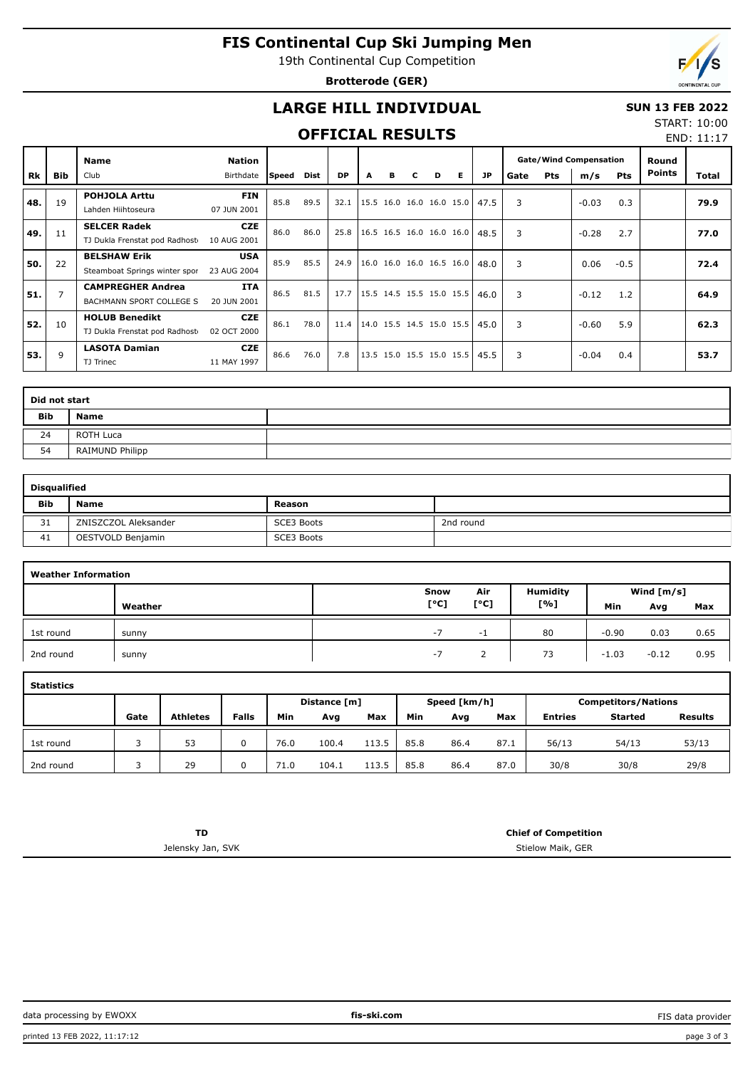# FIS Continental Cup Ski Jumping Men

19th Continental Cup Competition

**Brotterode (GER)**

## LARGE HILL INDIVIDUAL

**SUN 13 FEB 2022**

START: 10:00

END: 11:17

## OFFICIAL RESULTS

| Rk | Bib | Name / Club | Nation / Birthdate | Speed | Dist | DP | A | B | C | D | E | JP | Gate | Pts | m/s | Pts | Round Points | Total |
|---|---|---|---|---|---|---|---|---|---|---|---|---|---|---|---|---|---|---|
| 48. | 19 | POHJOLA Arttu / Lahden Hiihtoseura | FIN / 07 JUN 2001 | 85.8 | 89.5 | 32.1 | 15.5 | 16.0 | 16.0 | 16.0 | 15.0 | 47.5 | 3 | | -0.03 | 0.3 | | 79.9 |
| 49. | 11 | SELCER Radek / TJ Dukla Frenstat pod Radhost | CZE / 10 AUG 2001 | 86.0 | 86.0 | 25.8 | 16.5 | 16.5 | 16.0 | 16.0 | 16.0 | 48.5 | 3 | | -0.28 | 2.7 | | 77.0 |
| 50. | 22 | BELSHAW Erik / Steamboat Springs winter spor | USA / 23 AUG 2004 | 85.9 | 85.5 | 24.9 | 16.0 | 16.0 | 16.0 | 16.5 | 16.0 | 48.0 | 3 | | 0.06 | -0.5 | | 72.4 |
| 51. | 7 | CAMPREGHER Andrea / BACHMANN SPORT COLLEGE S | ITA / 20 JUN 2001 | 86.5 | 81.5 | 17.7 | 15.5 | 14.5 | 15.5 | 15.0 | 15.5 | 46.0 | 3 | | -0.12 | 1.2 | | 64.9 |
| 52. | 10 | HOLUB Benedikt / TJ Dukla Frenstat pod Radhost | CZE / 02 OCT 2000 | 86.1 | 78.0 | 11.4 | 14.0 | 15.5 | 14.5 | 15.0 | 15.5 | 45.0 | 3 | | -0.60 | 5.9 | | 62.3 |
| 53. | 9 | LASOTA Damian / TJ Trinec | CZE / 11 MAY 1997 | 86.6 | 76.0 | 7.8 | 13.5 | 15.0 | 15.5 | 15.0 | 15.5 | 45.5 | 3 | | -0.04 | 0.4 | | 53.7 |

**Did not start**

| Bib | Name |
|---|---|
| 24 | ROTH Luca |
| 54 | RAIMUND Philipp |

**Disqualified**

| Bib | Name | Reason | |
|---|---|---|---|
| 31 | ZNISZCZOL Aleksander | SCE3 Boots | 2nd round |
| 41 | OESTVOLD Benjamin | SCE3 Boots | |

**Weather Information**

| | Weather | Snow [°C] | Air [°C] | Humidity [%] | Wind [m/s] Min | Avg | Max |
|---|---|---|---|---|---|---|---|
| 1st round | sunny | -7 | -1 | 80 | -0.90 | 0.03 | 0.65 |
| 2nd round | sunny | -7 | 2 | 73 | -1.03 | -0.12 | 0.95 |

**Statistics**

| | Gate | Athletes | Falls | Distance [m] Min | Avg | Max | Speed [km/h] Min | Avg | Max | Competitors/Nations Entries | Started | Results |
|---|---|---|---|---|---|---|---|---|---|---|---|---|
| 1st round | 3 | 53 | 0 | 76.0 | 100.4 | 113.5 | 85.8 | 86.4 | 87.1 | 56/13 | 54/13 | 53/13 |
| 2nd round | 3 | 29 | 0 | 71.0 | 104.1 | 113.5 | 85.8 | 86.4 | 87.0 | 30/8 | 30/8 | 29/8 |

**TD**
Jelensky Jan, SVK

**Chief of Competition**
Stielow Maik, GER

data processing by EWOXX | fis-ski.com | FIS data provider

printed 13 FEB 2022, 11:17:12